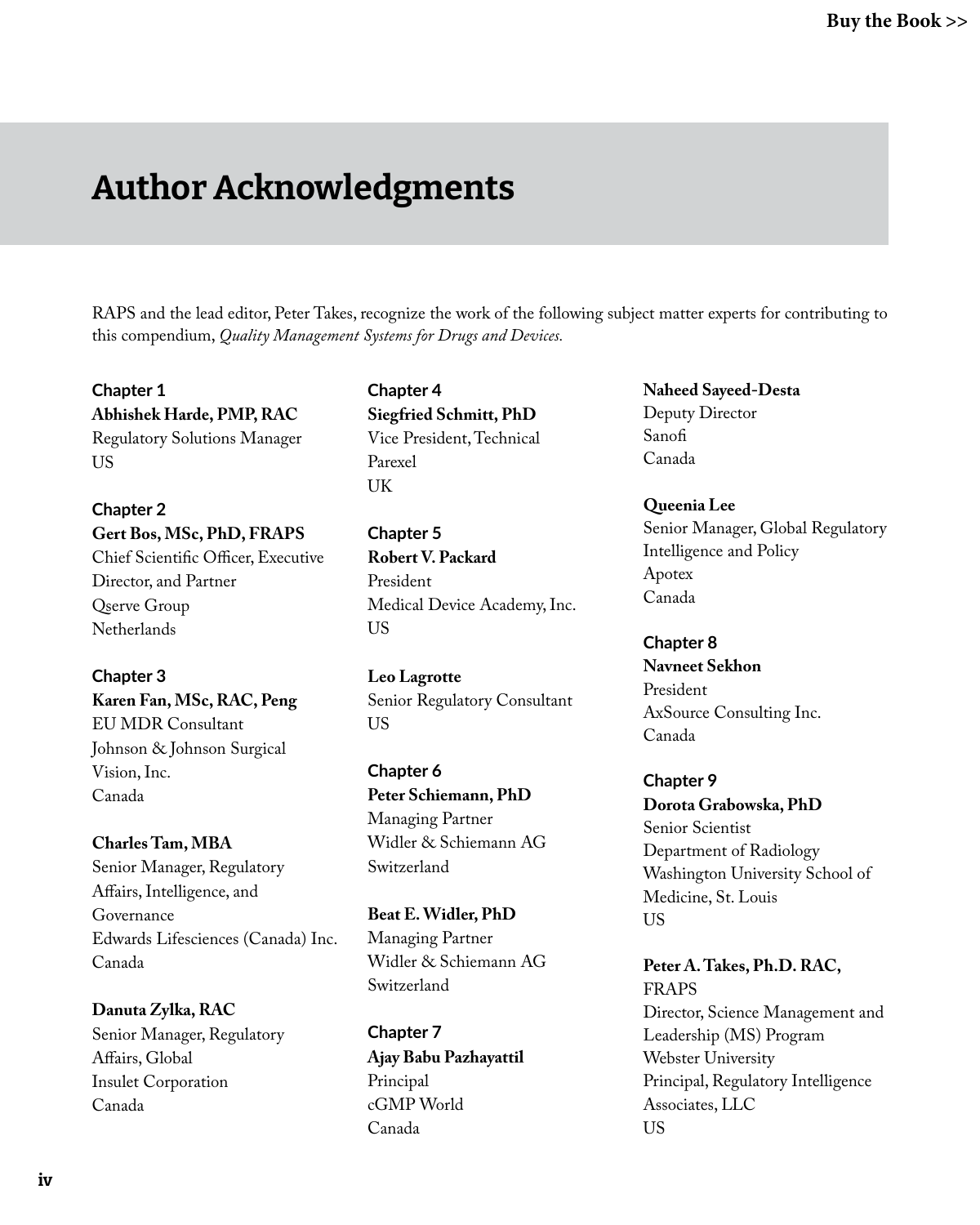# Author Acknowledgments

RAPS and the lead editor, Peter Takes, recognize the work of the following subject matter experts for contributing to this compendium, *Quality Management Systems for Drugs and Devices.*

**Chapter 1**

**Abhishek Harde, PMP, RAC**
Regulatory Solutions Manager
US

**Chapter 2**

**Gert Bos, MSc, PhD, FRAPS**
Chief Scientific Officer, Executive Director, and Partner
Qserve Group
Netherlands

**Chapter 3**

**Karen Fan, MSc, RAC, Peng**
EU MDR Consultant
Johnson & Johnson Surgical Vision, Inc.
Canada

**Charles Tam, MBA**
Senior Manager, Regulatory Affairs, Intelligence, and Governance
Edwards Lifesciences (Canada) Inc.
Canada

**Danuta Zylka, RAC**
Senior Manager, Regulatory Affairs, Global
Insulet Corporation
Canada

**Chapter 4**

**Siegfried Schmitt, PhD**
Vice President, Technical
Parexel
UK

**Chapter 5**

**Robert V. Packard**
President
Medical Device Academy, Inc.
US

**Leo Lagrotte**
Senior Regulatory Consultant
US

**Chapter 6**

**Peter Schiemann, PhD**
Managing Partner
Widler & Schiemann AG
Switzerland

**Beat E. Widler, PhD**
Managing Partner
Widler & Schiemann AG
Switzerland

**Chapter 7**

**Ajay Babu Pazhayattil**
Principal
cGMP World
Canada

**Naheed Sayeed-Desta**
Deputy Director
Sanofi
Canada

**Queenia Lee**
Senior Manager, Global Regulatory Intelligence and Policy
Apotex
Canada

**Chapter 8**

**Navneet Sekhon**
President
AxSource Consulting Inc.
Canada

**Chapter 9**

**Dorota Grabowska, PhD**
Senior Scientist
Department of Radiology
Washington University School of Medicine, St. Louis
US

**Peter A. Takes, Ph.D. RAC, FRAPS**
Director, Science Management and Leadership (MS) Program
Webster University
Principal, Regulatory Intelligence Associates, LLC
US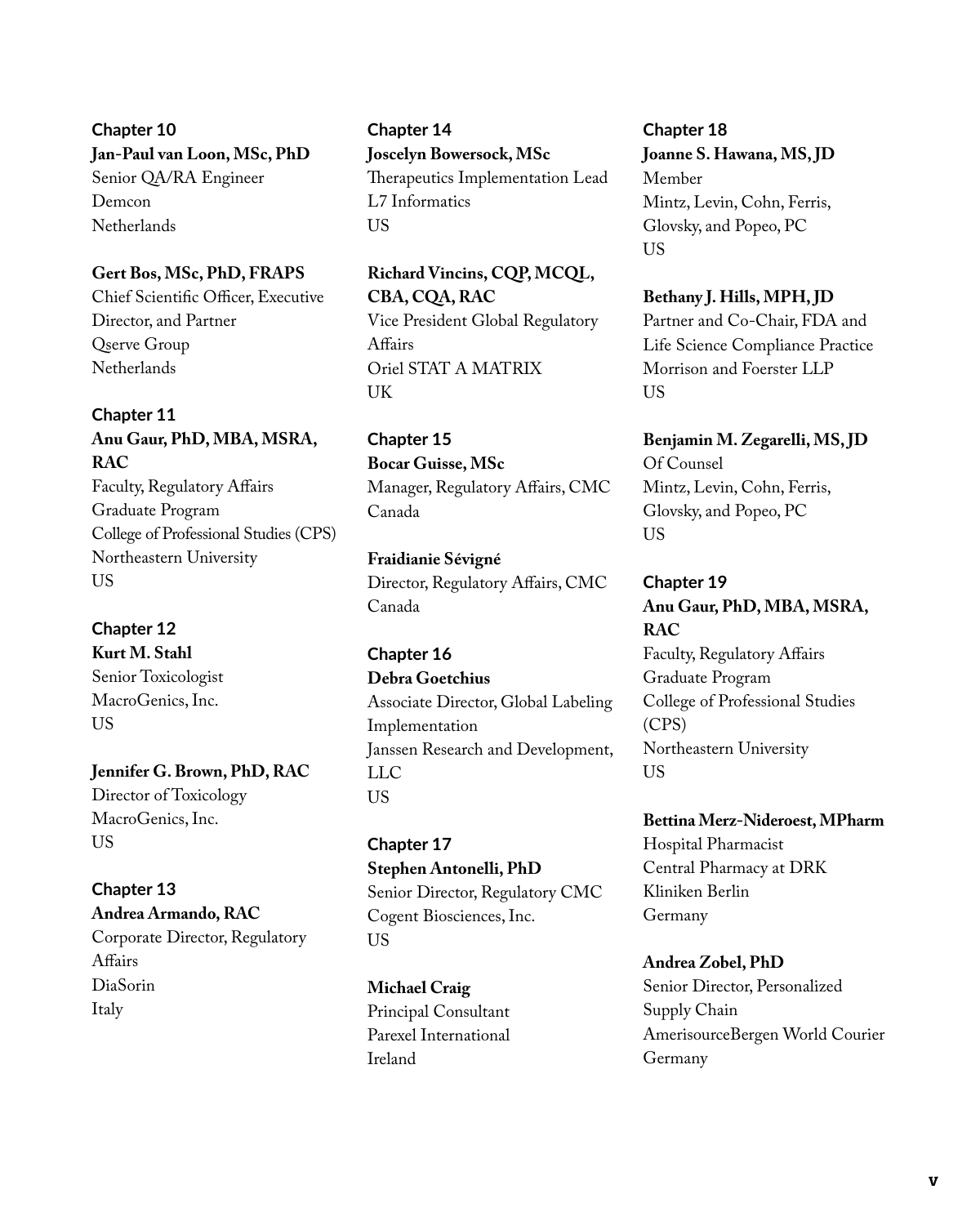**Chapter 10**

**Jan-Paul van Loon, MSc, PhD**
Senior QA/RA Engineer
Demcon
Netherlands

**Gert Bos, MSc, PhD, FRAPS**
Chief Scientific Officer, Executive Director, and Partner
Qserve Group
Netherlands

**Chapter 11**

**Anu Gaur, PhD, MBA, MSRA, RAC**
Faculty, Regulatory Affairs Graduate Program
College of Professional Studies (CPS)
Northeastern University
US

**Chapter 12**

**Kurt M. Stahl**
Senior Toxicologist
MacroGenics, Inc.
US

**Jennifer G. Brown, PhD, RAC**
Director of Toxicology
MacroGenics, Inc.
US

**Chapter 13**

**Andrea Armando, RAC**
Corporate Director, Regulatory Affairs
DiaSorin
Italy

**Chapter 14**

**Joscelyn Bowersock, MSc**
Therapeutics Implementation Lead
L7 Informatics
US

**Richard Vincins, CQP, MCQI, CBA, CQA, RAC**
Vice President Global Regulatory Affairs
Oriel STAT A MATRIX
UK

**Chapter 15**

**Bocar Guisse, MSc**
Manager, Regulatory Affairs, CMC
Canada

**Fraidianie Sévigné**
Director, Regulatory Affairs, CMC
Canada

**Chapter 16**

**Debra Goetchius**
Associate Director, Global Labeling Implementation
Janssen Research and Development, LLC
US

**Chapter 17**

**Stephen Antonelli, PhD**
Senior Director, Regulatory CMC
Cogent Biosciences, Inc.
US

**Michael Craig**
Principal Consultant
Parexel International
Ireland

**Chapter 18**

**Joanne S. Hawana, MS, JD**
Member
Mintz, Levin, Cohn, Ferris, Glovsky, and Popeo, PC
US

**Bethany J. Hills, MPH, JD**
Partner and Co-Chair, FDA and Life Science Compliance Practice
Morrison and Foerster LLP
US

**Benjamin M. Zegarelli, MS, JD**
Of Counsel
Mintz, Levin, Cohn, Ferris, Glovsky, and Popeo, PC
US

**Chapter 19**

**Anu Gaur, PhD, MBA, MSRA, RAC**
Faculty, Regulatory Affairs Graduate Program
College of Professional Studies (CPS)
Northeastern University
US

**Bettina Merz-Nideroest, MPharm**
Hospital Pharmacist
Central Pharmacy at DRK Kliniken Berlin
Germany

**Andrea Zobel, PhD**
Senior Director, Personalized Supply Chain
AmerisourceBergen World Courier
Germany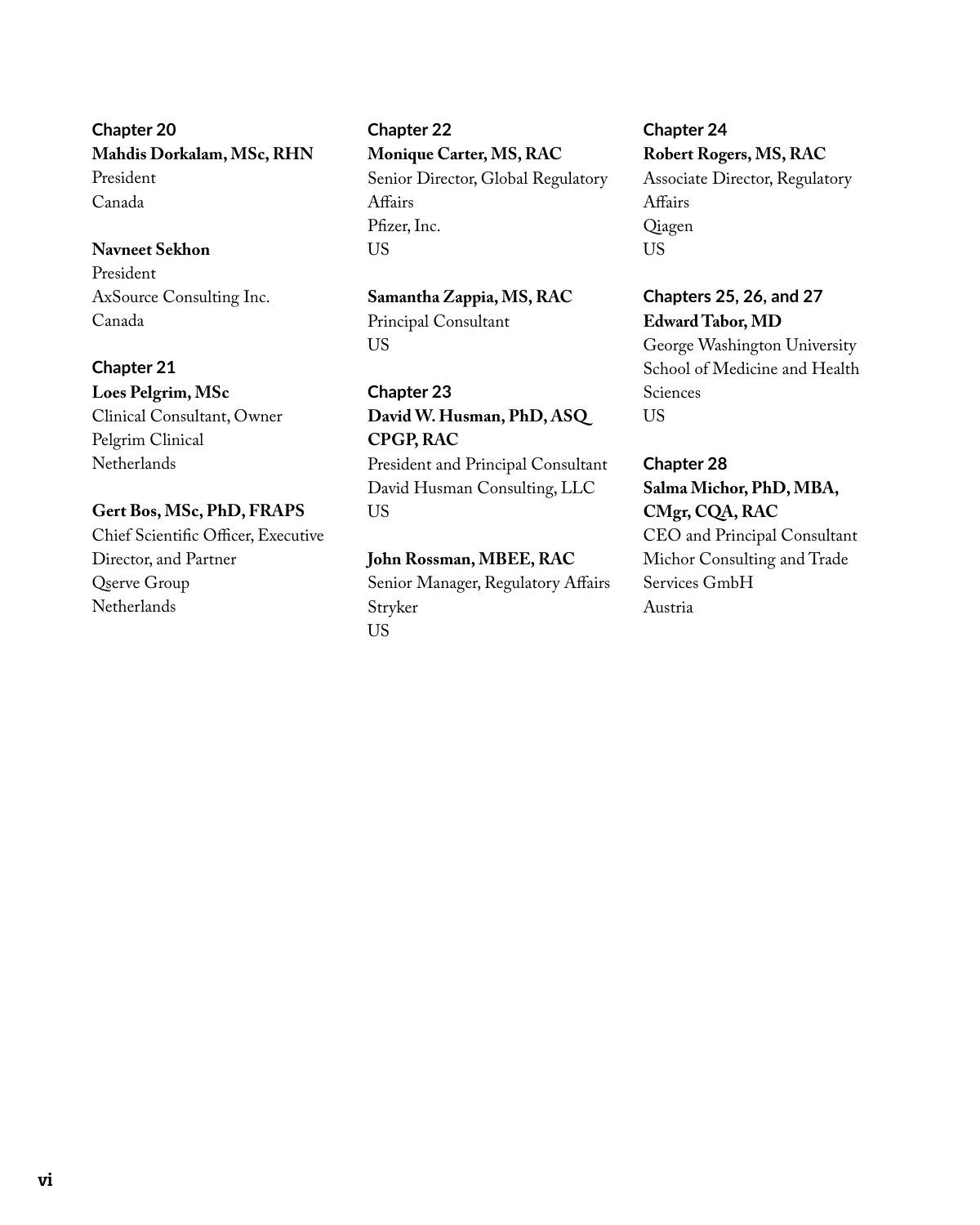**Chapter 20**

**Mahdis Dorkalam, MSc, RHN**
President
Canada

**Navneet Sekhon**
President
AxSource Consulting Inc.
Canada

**Chapter 21**

**Loes Pelgrim, MSc**
Clinical Consultant, Owner
Pelgrim Clinical
Netherlands

**Gert Bos, MSc, PhD, FRAPS**
Chief Scientific Officer, Executive Director, and Partner
Qserve Group
Netherlands

**Chapter 22**

**Monique Carter, MS, RAC**
Senior Director, Global Regulatory Affairs
Pfizer, Inc.
US

**Samantha Zappia, MS, RAC**
Principal Consultant
US

**Chapter 23**

**David W. Husman, PhD, ASQ CPGP, RAC**
President and Principal Consultant
David Husman Consulting, LLC
US

**John Rossman, MBEE, RAC**
Senior Manager, Regulatory Affairs
Stryker
US

**Chapter 24**

**Robert Rogers, MS, RAC**
Associate Director, Regulatory Affairs
Qiagen
US

**Chapters 25, 26, and 27**

**Edward Tabor, MD**
George Washington University School of Medicine and Health Sciences
US

**Chapter 28**

**Salma Michor, PhD, MBA, CMgr, CQA, RAC**
CEO and Principal Consultant
Michor Consulting and Trade Services GmbH
Austria